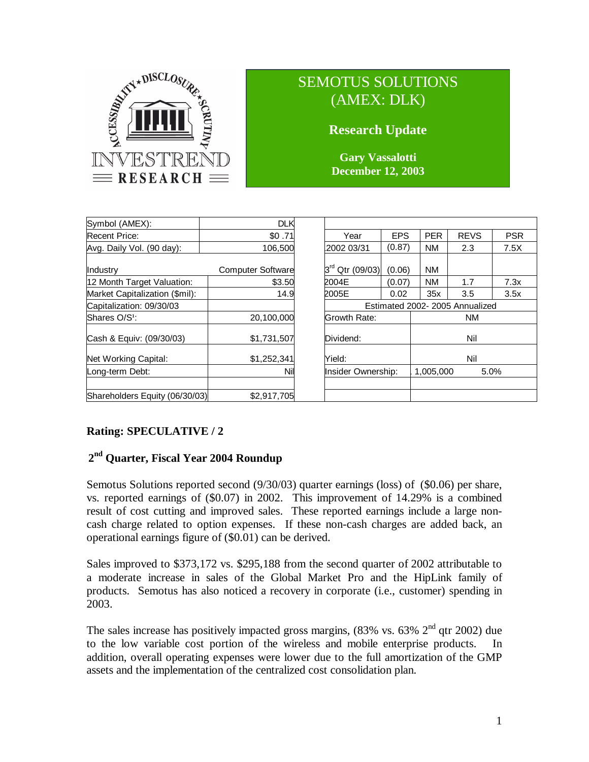INVESTREND RESEARCH

# SEMOTUS SOLUTIONS (AMEX: DLK)

## Research Update

**Gary Vassalotti**
**December 12, 2003**

| Symbol (AMEX): | DLK |
|---|---|
| Recent Price: | $0 .71 |
| Avg. Daily Vol. (90 day): | 106,500 |
| Industry | Computer Software |
| 12 Month Target Valuation: | $3.50 |
| Market Capitalization ($mil): | 14.9 |
| Capitalization: 09/30/03 | |
| Shares O/S¹: | 20,100,000 |
| Cash & Equiv: (09/30/03) | $1,731,507 |
| Net Working Capital: | $1,252,341 |
| Long-term Debt: | Nil |
| Shareholders Equity (06/30/03) | $2,917,705 |

| Year | EPS | PER | REVS | PSR |
|---|---|---|---|---|
| 2002 03/31 | (0.87) | NM | 2.3 | 7.5X |
| 3rd Qtr (09/03) | (0.06) | NM | | |
| 2004E | (0.07) | NM | 1.7 | 7.3x |
| 2005E | 0.02 | 35x | 3.5 | 3.5x |
| Estimated 2002- 2005 Annualized | | | | |
| Growth Rate: | | NM | | |
| Dividend: | | Nil | | |
| Yield: | | Nil | | |
| Insider Ownership: | | 1,005,000 | | 5.0% |

**Rating: SPECULATIVE / 2**

## 2nd Quarter, Fiscal Year 2004 Roundup

Semotus Solutions reported second (9/30/03) quarter earnings (loss) of ($0.06) per share, vs. reported earnings of ($0.07) in 2002. This improvement of 14.29% is a combined result of cost cutting and improved sales. These reported earnings include a large non-cash charge related to option expenses. If these non-cash charges are added back, an operational earnings figure of ($0.01) can be derived.

Sales improved to $373,172 vs. $295,188 from the second quarter of 2002 attributable to a moderate increase in sales of the Global Market Pro and the HipLink family of products. Semotus has also noticed a recovery in corporate (i.e., customer) spending in 2003.

The sales increase has positively impacted gross margins, (83% vs. 63% 2nd qtr 2002) due to the low variable cost portion of the wireless and mobile enterprise products. In addition, overall operating expenses were lower due to the full amortization of the GMP assets and the implementation of the centralized cost consolidation plan.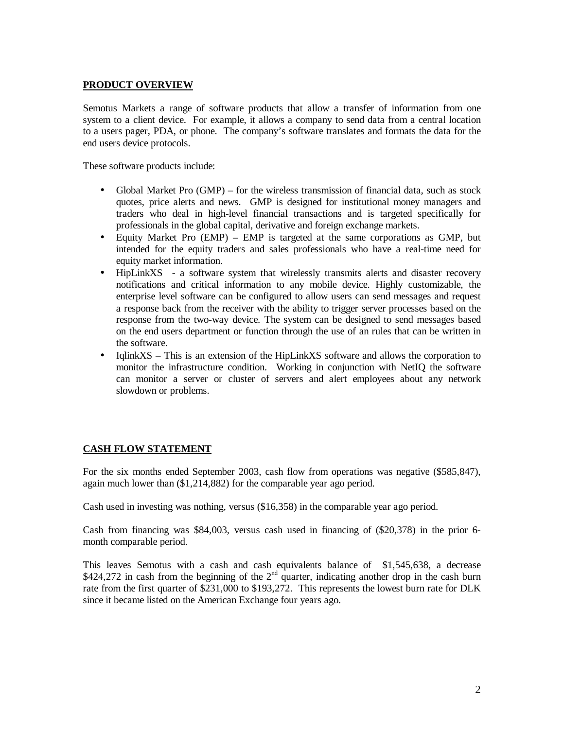## PRODUCT OVERVIEW

Semotus Markets a range of software products that allow a transfer of information from one system to a client device. For example, it allows a company to send data from a central location to a users pager, PDA, or phone. The company's software translates and formats the data for the end users device protocols.

These software products include:

- Global Market Pro (GMP) – for the wireless transmission of financial data, such as stock quotes, price alerts and news. GMP is designed for institutional money managers and traders who deal in high-level financial transactions and is targeted specifically for professionals in the global capital, derivative and foreign exchange markets.
- Equity Market Pro (EMP) – EMP is targeted at the same corporations as GMP, but intended for the equity traders and sales professionals who have a real-time need for equity market information.
- HipLinkXS - a software system that wirelessly transmits alerts and disaster recovery notifications and critical information to any mobile device. Highly customizable, the enterprise level software can be configured to allow users can send messages and request a response back from the receiver with the ability to trigger server processes based on the response from the two-way device. The system can be designed to send messages based on the end users department or function through the use of an rules that can be written in the software.
- IqlinkXS – This is an extension of the HipLinkXS software and allows the corporation to monitor the infrastructure condition. Working in conjunction with NetIQ the software can monitor a server or cluster of servers and alert employees about any network slowdown or problems.

## CASH FLOW STATEMENT

For the six months ended September 2003, cash flow from operations was negative ($585,847), again much lower than ($1,214,882) for the comparable year ago period.

Cash used in investing was nothing, versus ($16,358) in the comparable year ago period.

Cash from financing was $84,003, versus cash used in financing of ($20,378) in the prior 6-month comparable period.

This leaves Semotus with a cash and cash equivalents balance of $1,545,638, a decrease $424,272 in cash from the beginning of the 2nd quarter, indicating another drop in the cash burn rate from the first quarter of $231,000 to $193,272. This represents the lowest burn rate for DLK since it became listed on the American Exchange four years ago.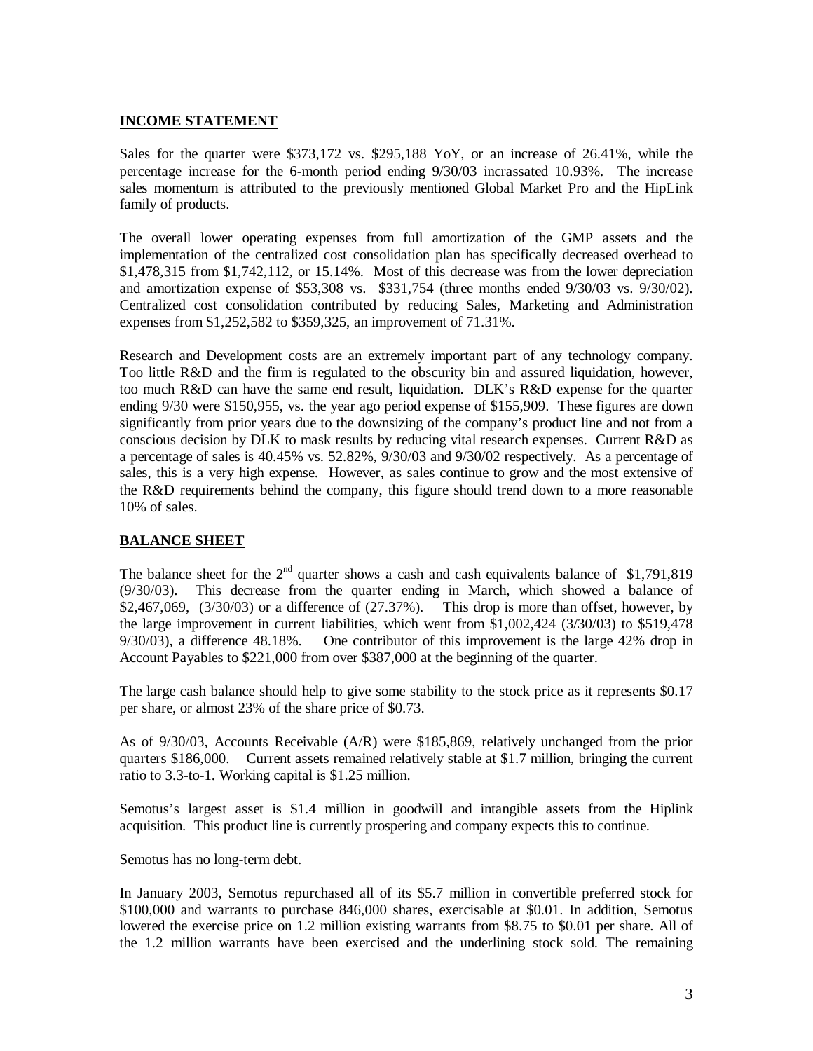## INCOME STATEMENT

Sales for the quarter were \$373,172 vs. \$295,188 YoY, or an increase of 26.41%, while the percentage increase for the 6-month period ending 9/30/03 incrassated 10.93%. The increase sales momentum is attributed to the previously mentioned Global Market Pro and the HipLink family of products.

The overall lower operating expenses from full amortization of the GMP assets and the implementation of the centralized cost consolidation plan has specifically decreased overhead to \$1,478,315 from \$1,742,112, or 15.14%. Most of this decrease was from the lower depreciation and amortization expense of \$53,308 vs. \$331,754 (three months ended 9/30/03 vs. 9/30/02). Centralized cost consolidation contributed by reducing Sales, Marketing and Administration expenses from \$1,252,582 to \$359,325, an improvement of 71.31%.

Research and Development costs are an extremely important part of any technology company. Too little R&D and the firm is regulated to the obscurity bin and assured liquidation, however, too much R&D can have the same end result, liquidation. DLK's R&D expense for the quarter ending 9/30 were \$150,955, vs. the year ago period expense of \$155,909. These figures are down significantly from prior years due to the downsizing of the company's product line and not from a conscious decision by DLK to mask results by reducing vital research expenses. Current R&D as a percentage of sales is 40.45% vs. 52.82%, 9/30/03 and 9/30/02 respectively. As a percentage of sales, this is a very high expense. However, as sales continue to grow and the most extensive of the R&D requirements behind the company, this figure should trend down to a more reasonable 10% of sales.

## BALANCE SHEET

The balance sheet for the 2nd quarter shows a cash and cash equivalents balance of \$1,791,819 (9/30/03). This decrease from the quarter ending in March, which showed a balance of \$2,467,069, (3/30/03) or a difference of (27.37%). This drop is more than offset, however, by the large improvement in current liabilities, which went from \$1,002,424 (3/30/03) to \$519,478 9/30/03), a difference 48.18%. One contributor of this improvement is the large 42% drop in Account Payables to \$221,000 from over \$387,000 at the beginning of the quarter.

The large cash balance should help to give some stability to the stock price as it represents \$0.17 per share, or almost 23% of the share price of \$0.73.

As of 9/30/03, Accounts Receivable (A/R) were \$185,869, relatively unchanged from the prior quarters \$186,000. Current assets remained relatively stable at \$1.7 million, bringing the current ratio to 3.3-to-1. Working capital is \$1.25 million.

Semotus's largest asset is \$1.4 million in goodwill and intangible assets from the Hiplink acquisition. This product line is currently prospering and company expects this to continue.

Semotus has no long-term debt.

In January 2003, Semotus repurchased all of its \$5.7 million in convertible preferred stock for \$100,000 and warrants to purchase 846,000 shares, exercisable at \$0.01. In addition, Semotus lowered the exercise price on 1.2 million existing warrants from \$8.75 to \$0.01 per share. All of the 1.2 million warrants have been exercised and the underlining stock sold. The remaining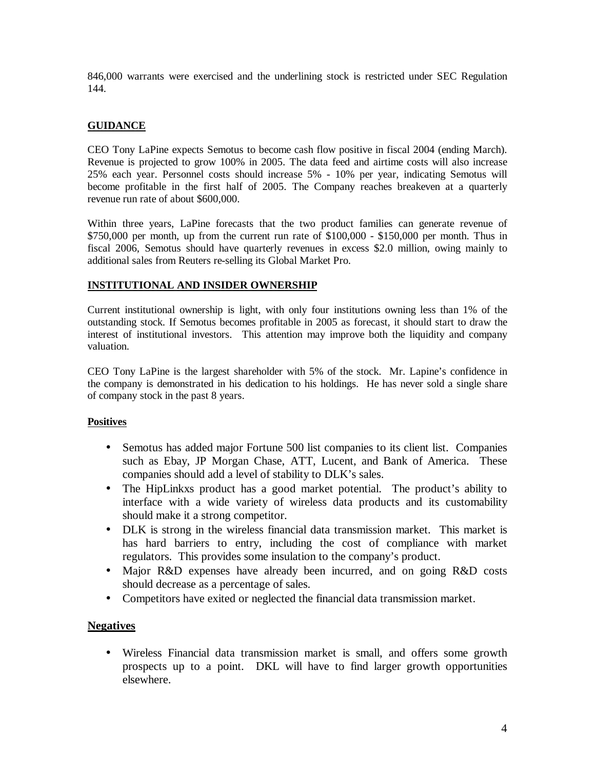846,000 warrants were exercised and the underlining stock is restricted under SEC Regulation 144.

## GUIDANCE

CEO Tony LaPine expects Semotus to become cash flow positive in fiscal 2004 (ending March). Revenue is projected to grow 100% in 2005. The data feed and airtime costs will also increase 25% each year. Personnel costs should increase 5% - 10% per year, indicating Semotus will become profitable in the first half of 2005. The Company reaches breakeven at a quarterly revenue run rate of about $600,000.

Within three years, LaPine forecasts that the two product families can generate revenue of $750,000 per month, up from the current run rate of $100,000 - $150,000 per month. Thus in fiscal 2006, Semotus should have quarterly revenues in excess $2.0 million, owing mainly to additional sales from Reuters re-selling its Global Market Pro.

## INSTITUTIONAL AND INSIDER OWNERSHIP

Current institutional ownership is light, with only four institutions owning less than 1% of the outstanding stock. If Semotus becomes profitable in 2005 as forecast, it should start to draw the interest of institutional investors. This attention may improve both the liquidity and company valuation.

CEO Tony LaPine is the largest shareholder with 5% of the stock. Mr. Lapine's confidence in the company is demonstrated in his dedication to his holdings. He has never sold a single share of company stock in the past 8 years.

### Positives

- Semotus has added major Fortune 500 list companies to its client list. Companies such as Ebay, JP Morgan Chase, ATT, Lucent, and Bank of America. These companies should add a level of stability to DLK's sales.
- The HipLinkxs product has a good market potential. The product's ability to interface with a wide variety of wireless data products and its customability should make it a strong competitor.
- DLK is strong in the wireless financial data transmission market. This market is has hard barriers to entry, including the cost of compliance with market regulators. This provides some insulation to the company's product.
- Major R&D expenses have already been incurred, and on going R&D costs should decrease as a percentage of sales.
- Competitors have exited or neglected the financial data transmission market.

### Negatives

- Wireless Financial data transmission market is small, and offers some growth prospects up to a point. DKL will have to find larger growth opportunities elsewhere.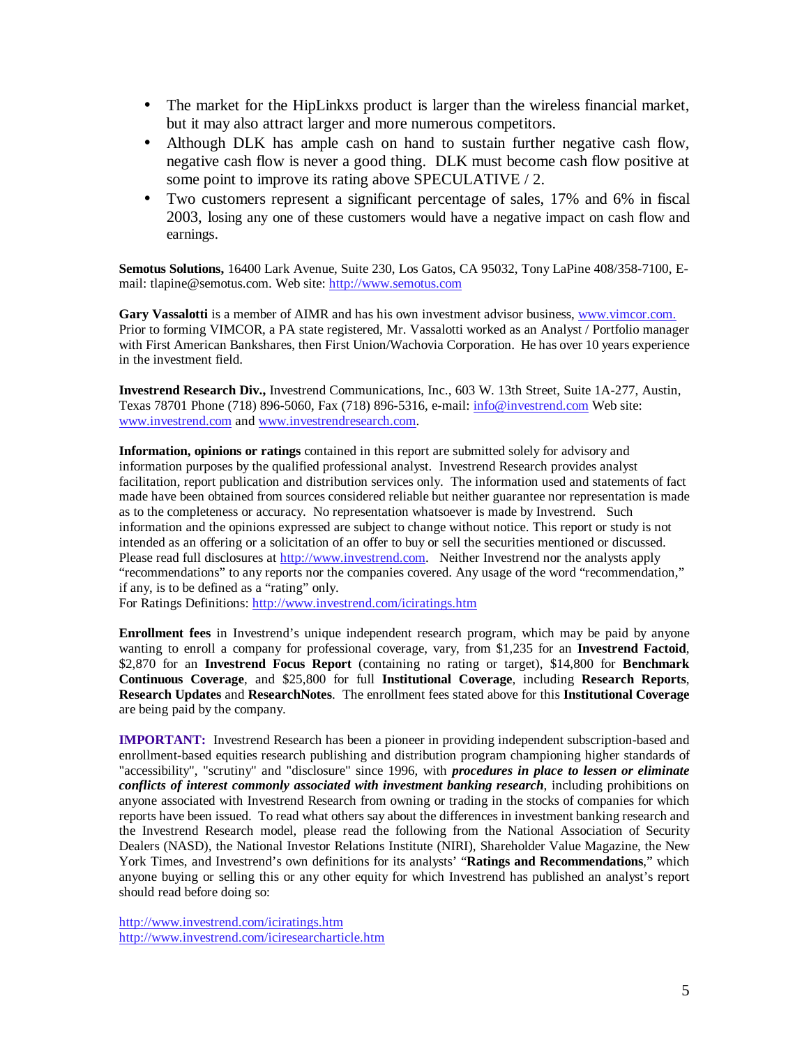- The market for the HipLinkxs product is larger than the wireless financial market, but it may also attract larger and more numerous competitors.
- Although DLK has ample cash on hand to sustain further negative cash flow, negative cash flow is never a good thing. DLK must become cash flow positive at some point to improve its rating above SPECULATIVE / 2.
- Two customers represent a significant percentage of sales, 17% and 6% in fiscal 2003, losing any one of these customers would have a negative impact on cash flow and earnings.

**Semotus Solutions,** 16400 Lark Avenue, Suite 230, Los Gatos, CA 95032, Tony LaPine 408/358-7100, E-mail: tlapine@semotus.com. Web site: http://www.semotus.com

**Gary Vassalotti** is a member of AIMR and has his own investment advisor business, www.vimcor.com. Prior to forming VIMCOR, a PA state registered, Mr. Vassalotti worked as an Analyst / Portfolio manager with First American Bankshares, then First Union/Wachovia Corporation. He has over 10 years experience in the investment field.

**Investrend Research Div.,** Investrend Communications, Inc., 603 W. 13th Street, Suite 1A-277, Austin, Texas 78701 Phone (718) 896-5060, Fax (718) 896-5316, e-mail: info@investrend.com Web site: www.investrend.com and www.investrendresearch.com.

**Information, opinions or ratings** contained in this report are submitted solely for advisory and information purposes by the qualified professional analyst. Investrend Research provides analyst facilitation, report publication and distribution services only. The information used and statements of fact made have been obtained from sources considered reliable but neither guarantee nor representation is made as to the completeness or accuracy. No representation whatsoever is made by Investrend. Such information and the opinions expressed are subject to change without notice. This report or study is not intended as an offering or a solicitation of an offer to buy or sell the securities mentioned or discussed. Please read full disclosures at http://www.investrend.com. Neither Investrend nor the analysts apply "recommendations" to any reports nor the companies covered. Any usage of the word "recommendation," if any, is to be defined as a "rating" only.
For Ratings Definitions: http://www.investrend.com/iciratings.htm

**Enrollment fees** in Investrend's unique independent research program, which may be paid by anyone wanting to enroll a company for professional coverage, vary, from $1,235 for an **Investrend Factoid**, $2,870 for an **Investrend Focus Report** (containing no rating or target), $14,800 for **Benchmark Continuous Coverage**, and $25,800 for full **Institutional Coverage**, including **Research Reports**, **Research Updates** and **ResearchNotes**. The enrollment fees stated above for this **Institutional Coverage** are being paid by the company.

**IMPORTANT:** Investrend Research has been a pioneer in providing independent subscription-based and enrollment-based equities research publishing and distribution program championing higher standards of "accessibility", "scrutiny" and "disclosure" since 1996, with ***procedures in place to lessen or eliminate conflicts of interest commonly associated with investment banking research***, including prohibitions on anyone associated with Investrend Research from owning or trading in the stocks of companies for which reports have been issued. To read what others say about the differences in investment banking research and the Investrend Research model, please read the following from the National Association of Security Dealers (NASD), the National Investor Relations Institute (NIRI), Shareholder Value Magazine, the New York Times, and Investrend's own definitions for its analysts' "**Ratings and Recommendations**," which anyone buying or selling this or any other equity for which Investrend has published an analyst's report should read before doing so:

http://www.investrend.com/iciratings.htm
http://www.investrend.com/iciresearcharticle.htm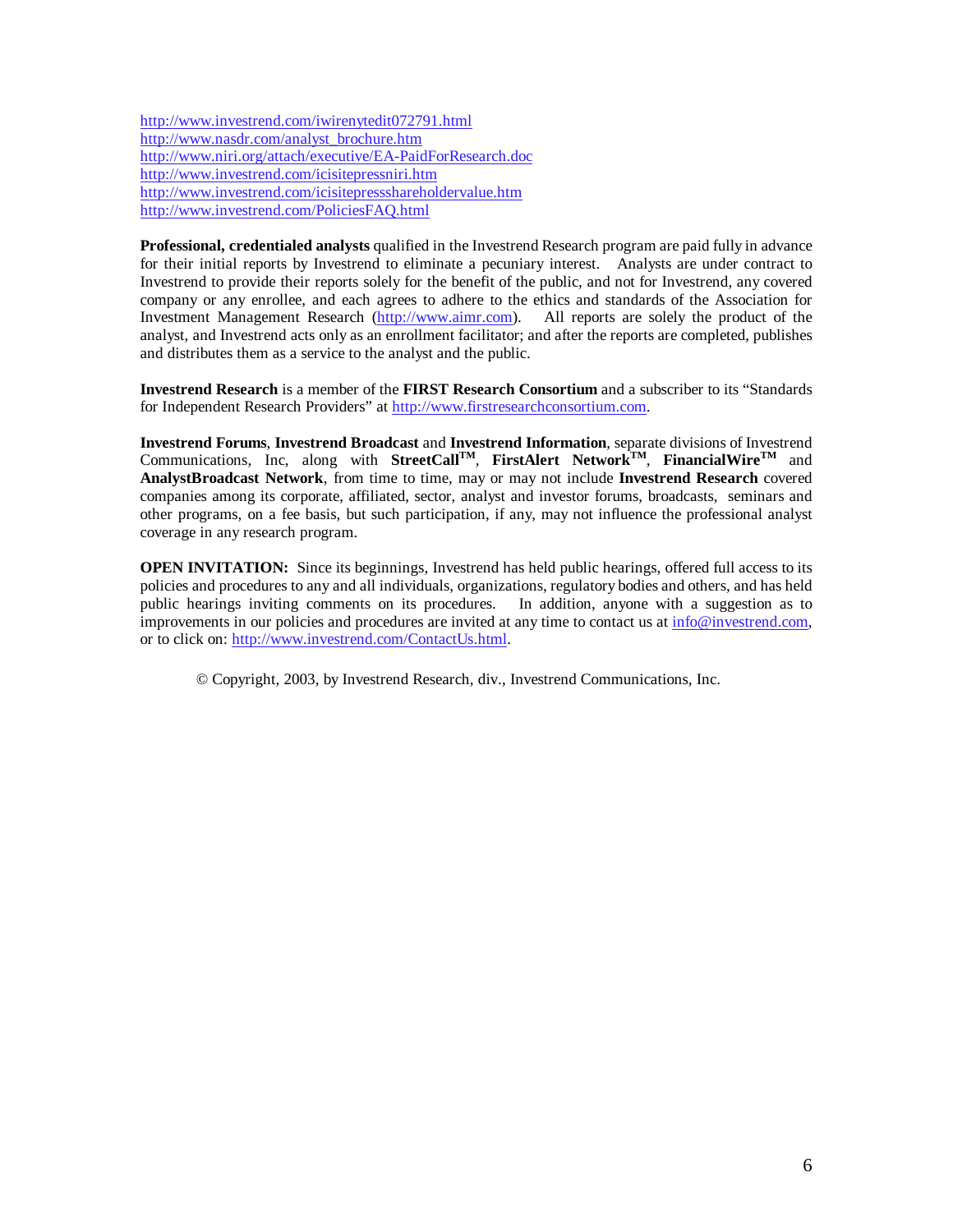http://www.investrend.com/iwirenytedit072791.html
http://www.nasdr.com/analyst_brochure.htm
http://www.niri.org/attach/executive/EA-PaidForResearch.doc
http://www.investrend.com/icisitepressniri.htm
http://www.investrend.com/icisitepressshareholdervalue.htm
http://www.investrend.com/PoliciesFAQ.html

**Professional, credentialed analysts** qualified in the Investrend Research program are paid fully in advance for their initial reports by Investrend to eliminate a pecuniary interest. Analysts are under contract to Investrend to provide their reports solely for the benefit of the public, and not for Investrend, any covered company or any enrollee, and each agrees to adhere to the ethics and standards of the Association for Investment Management Research (http://www.aimr.com). All reports are solely the product of the analyst, and Investrend acts only as an enrollment facilitator; and after the reports are completed, publishes and distributes them as a service to the analyst and the public.

**Investrend Research** is a member of the **FIRST Research Consortium** and a subscriber to its "Standards for Independent Research Providers" at http://www.firstresearchconsortium.com.

**Investrend Forums**, **Investrend Broadcast** and **Investrend Information**, separate divisions of Investrend Communications, Inc, along with **StreetCall™**, **FirstAlert Network™**, **FinancialWire™** and **AnalystBroadcast Network**, from time to time, may or may not include **Investrend Research** covered companies among its corporate, affiliated, sector, analyst and investor forums, broadcasts, seminars and other programs, on a fee basis, but such participation, if any, may not influence the professional analyst coverage in any research program.

**OPEN INVITATION:** Since its beginnings, Investrend has held public hearings, offered full access to its policies and procedures to any and all individuals, organizations, regulatory bodies and others, and has held public hearings inviting comments on its procedures. In addition, anyone with a suggestion as to improvements in our policies and procedures are invited at any time to contact us at info@investrend.com, or to click on: http://www.investrend.com/ContactUs.html.

© Copyright, 2003, by Investrend Research, div., Investrend Communications, Inc.